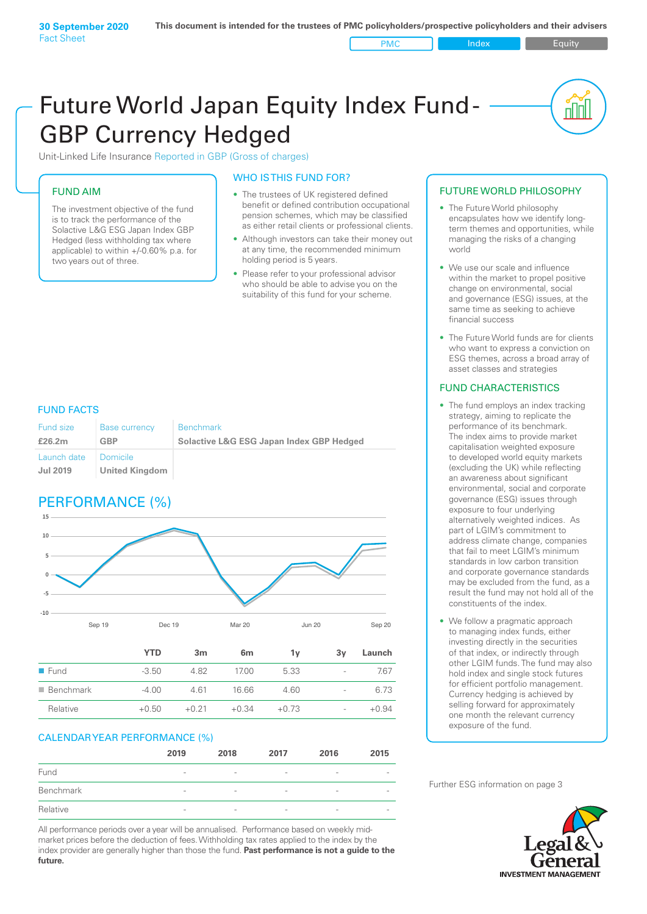**30 September 2020**
Fact Sheet

**This document is intended for the trustees of PMC policyholders/prospective policyholders and their advisers**

PMC | Index | Equity

# Future World Japan Equity Index Fund - GBP Currency Hedged

Unit-Linked Life Insurance Reported in GBP (Gross of charges)

## FUND AIM

The investment objective of the fund is to track the performance of the Solactive L&G ESG Japan Index GBP Hedged (less withholding tax where applicable) to within +/-0.60% p.a. for two years out of three.

## WHO IS THIS FUND FOR?

- The trustees of UK registered defined benefit or defined contribution occupational pension schemes, which may be classified as either retail clients or professional clients.
- Although investors can take their money out at any time, the recommended minimum holding period is 5 years.
- Please refer to your professional advisor who should be able to advise you on the suitability of this fund for your scheme.

## FUND FACTS

| Fund size | Base currency | Benchmark |
|---|---|---|
| **£26.2m** | **GBP** | **Solactive L&G ESG Japan Index GBP Hedged** |
| Launch date | Domicile | |
| **Jul 2019** | **United Kingdom** | |

## PERFORMANCE (%)

| | YTD | 3m | 6m | 1y | 3y | Launch |
|---|---|---|---|---|---|---|
| Fund | -3.50 | 4.82 | 17.00 | 5.33 | - | 7.67 |
| Benchmark | -4.00 | 4.61 | 16.66 | 4.60 | - | 6.73 |
| Relative | +0.50 | +0.21 | +0.34 | +0.73 | - | +0.94 |

## CALENDAR YEAR PERFORMANCE (%)

| | 2019 | 2018 | 2017 | 2016 | 2015 |
|---|---|---|---|---|---|
| Fund | - | - | - | - | - |
| Benchmark | - | - | - | - | - |
| Relative | - | - | - | - | - |

All performance periods over a year will be annualised. Performance based on weekly mid-market prices before the deduction of fees. Withholding tax rates applied to the index by the index provider are generally higher than those the fund. **Past performance is not a guide to the future.**

## FUTURE WORLD PHILOSOPHY

- The Future World philosophy encapsulates how we identify long-term themes and opportunities, while managing the risks of a changing world
- We use our scale and influence within the market to propel positive change on environmental, social and governance (ESG) issues, at the same time as seeking to achieve financial success
- The Future World funds are for clients who want to express a conviction on ESG themes, across a broad array of asset classes and strategies

## FUND CHARACTERISTICS

- The fund employs an index tracking strategy, aiming to replicate the performance of its benchmark. The index aims to provide market capitalisation weighted exposure to developed world equity markets (excluding the UK) while reflecting an awareness about significant environmental, social and corporate governance (ESG) issues through exposure to four underlying alternatively weighted indices. As part of LGIM's commitment to address climate change, companies that fail to meet LGIM's minimum standards in low carbon transition and corporate governance standards may be excluded from the fund, as a result the fund may not hold all of the constituents of the index.
- We follow a pragmatic approach to managing index funds, either investing directly in the securities of that index, or indirectly through other LGIM funds. The fund may also hold index and single stock futures for efficient portfolio management. Currency hedging is achieved by selling forward for approximately one month the relevant currency exposure of the fund.

Further ESG information on page 3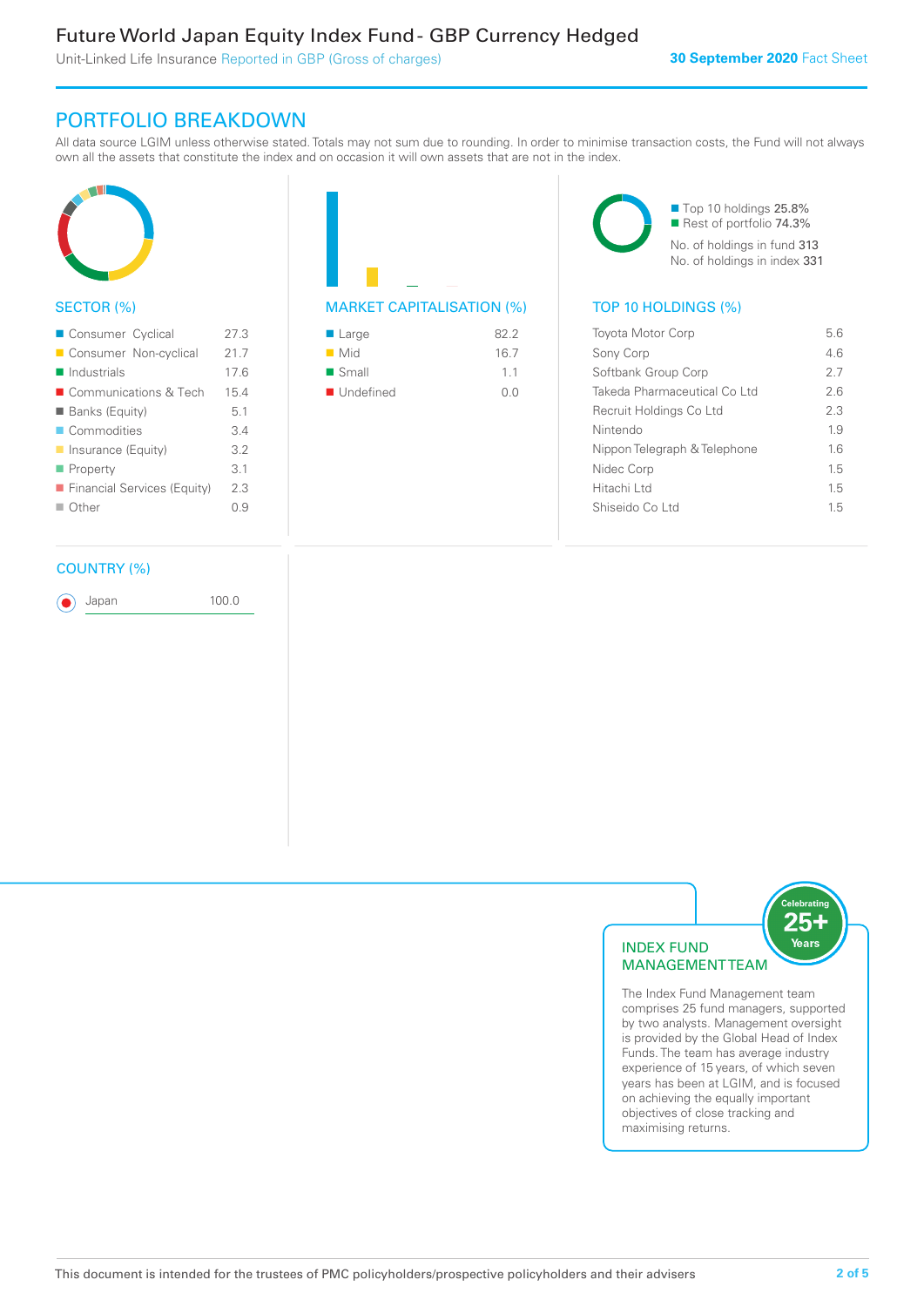# Future World Japan Equity Index Fund - GBP Currency Hedged

Unit-Linked Life Insurance Reported in GBP (Gross of charges)

**30 September 2020** Fact Sheet

## PORTFOLIO BREAKDOWN

All data source LGIM unless otherwise stated. Totals may not sum due to rounding. In order to minimise transaction costs, the Fund will not always own all the assets that constitute the index and on occasion it will own assets that are not in the index.

### SECTOR (%)

| Sector | % |
|---|---|
| Consumer Cyclical | 27.3 |
| Consumer Non-cyclical | 21.7 |
| Industrials | 17.6 |
| Communications & Tech | 15.4 |
| Banks (Equity) | 5.1 |
| Commodities | 3.4 |
| Insurance (Equity) | 3.2 |
| Property | 3.1 |
| Financial Services (Equity) | 2.3 |
| Other | 0.9 |

### MARKET CAPITALISATION (%)

| Market Cap | % |
|---|---|
| Large | 82.2 |
| Mid | 16.7 |
| Small | 1.1 |
| Undefined | 0.0 |

- Top 10 holdings 25.8%
- Rest of portfolio 74.3%

No. of holdings in fund 313

No. of holdings in index 331

### TOP 10 HOLDINGS (%)

| Holding | % |
|---|---|
| Toyota Motor Corp | 5.6 |
| Sony Corp | 4.6 |
| Softbank Group Corp | 2.7 |
| Takeda Pharmaceutical Co Ltd | 2.6 |
| Recruit Holdings Co Ltd | 2.3 |
| Nintendo | 1.9 |
| Nippon Telegraph & Telephone | 1.6 |
| Nidec Corp | 1.5 |
| Hitachi Ltd | 1.5 |
| Shiseido Co Ltd | 1.5 |

### COUNTRY (%)

| Country | % |
|---|---|
| Japan | 100.0 |

### INDEX FUND MANAGEMENT TEAM

Celebrating 25+ Years

The Index Fund Management team comprises 25 fund managers, supported by two analysts. Management oversight is provided by the Global Head of Index Funds. The team has average industry experience of 15 years, of which seven years has been at LGIM, and is focused on achieving the equally important objectives of close tracking and maximising returns.

This document is intended for the trustees of PMC policyholders/prospective policyholders and their advisers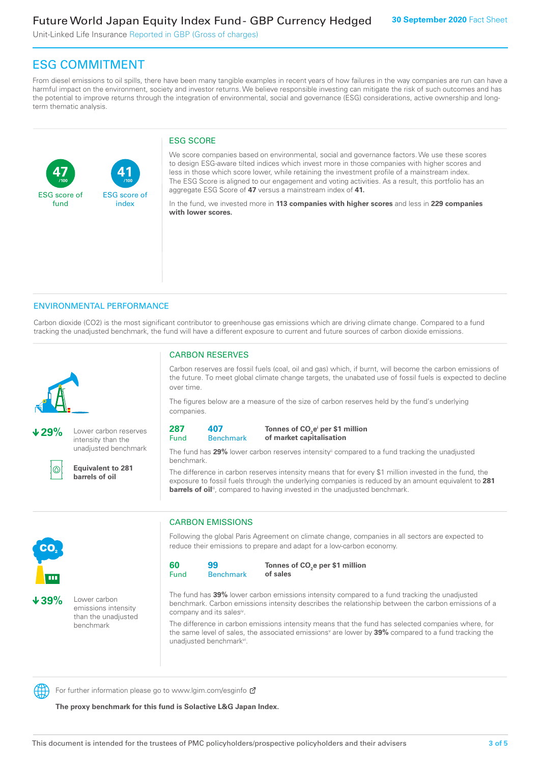# Future World Japan Equity Index Fund - GBP Currency Hedged

Unit-Linked Life Insurance Reported in GBP (Gross of charges)

**30 September 2020** Fact Sheet

## ESG COMMITMENT

From diesel emissions to oil spills, there have been many tangible examples in recent years of how failures in the way companies are run can have a harmful impact on the environment, society and investor returns. We believe responsible investing can mitigate the risk of such outcomes and has the potential to improve returns through the integration of environmental, social and governance (ESG) considerations, active ownership and long-term thematic analysis.

**47** /100 ESG score of fund

**41** /100 ESG score of index

### ESG SCORE

We score companies based on environmental, social and governance factors. We use these scores to design ESG-aware tilted indices which invest more in those companies with higher scores and less in those which score lower, while retaining the investment profile of a mainstream index. The ESG Score is aligned to our engagement and voting activities. As a result, this portfolio has an aggregate ESG Score of **47** versus a mainstream index of **41.**

In the fund, we invested more in **113 companies with higher scores** and less in **229 companies with lower scores.**

## ENVIRONMENTAL PERFORMANCE

Carbon dioxide (CO2) is the most significant contributor to greenhouse gas emissions which are driving climate change. Compared to a fund tracking the unadjusted benchmark, the fund will have a different exposure to current and future sources of carbon dioxide emissions.

**↓29%** Lower carbon reserves intensity than the unadjusted benchmark

**Equivalent to 281 barrels of oil**

### CARBON RESERVES

Carbon reserves are fossil fuels (coal, oil and gas) which, if burnt, will become the carbon emissions of the future. To meet global climate change targets, the unabated use of fossil fuels is expected to decline over time.

The figures below are a measure of the size of carbon reserves held by the fund's underlying companies.

| 287 | 407 | **Tonnes of $CO_2e$[i] per $1 million of market capitalisation** |
|---|---|---|
| Fund | Benchmark | |

The fund has **29%** lower carbon reserves intensity[ii] compared to a fund tracking the unadjusted benchmark.

The difference in carbon reserves intensity means that for every $1 million invested in the fund, the exposure to fossil fuels through the underlying companies is reduced by an amount equivalent to **281 barrels of oil**[iii], compared to having invested in the unadjusted benchmark.

**↓39%** Lower carbon emissions intensity than the unadjusted benchmark

### CARBON EMISSIONS

Following the global Paris Agreement on climate change, companies in all sectors are expected to reduce their emissions to prepare and adapt for a low-carbon economy.

| 60 | 99 | **Tonnes of $CO_2e$ per $1 million of sales** |
|---|---|---|
| Fund | Benchmark | |

The fund has **39%** lower carbon emissions intensity compared to a fund tracking the unadjusted benchmark. Carbon emissions intensity describes the relationship between the carbon emissions of a company and its sales[iv].

The difference in carbon emissions intensity means that the fund has selected companies where, for the same level of sales, the associated emissions[v] are lower by **39%** compared to a fund tracking the unadjusted benchmark[vi].

For further information please go to www.lgim.com/esginfo

**The proxy benchmark for this fund is Solactive L&G Japan Index.**

This document is intended for the trustees of PMC policyholders/prospective policyholders and their advisers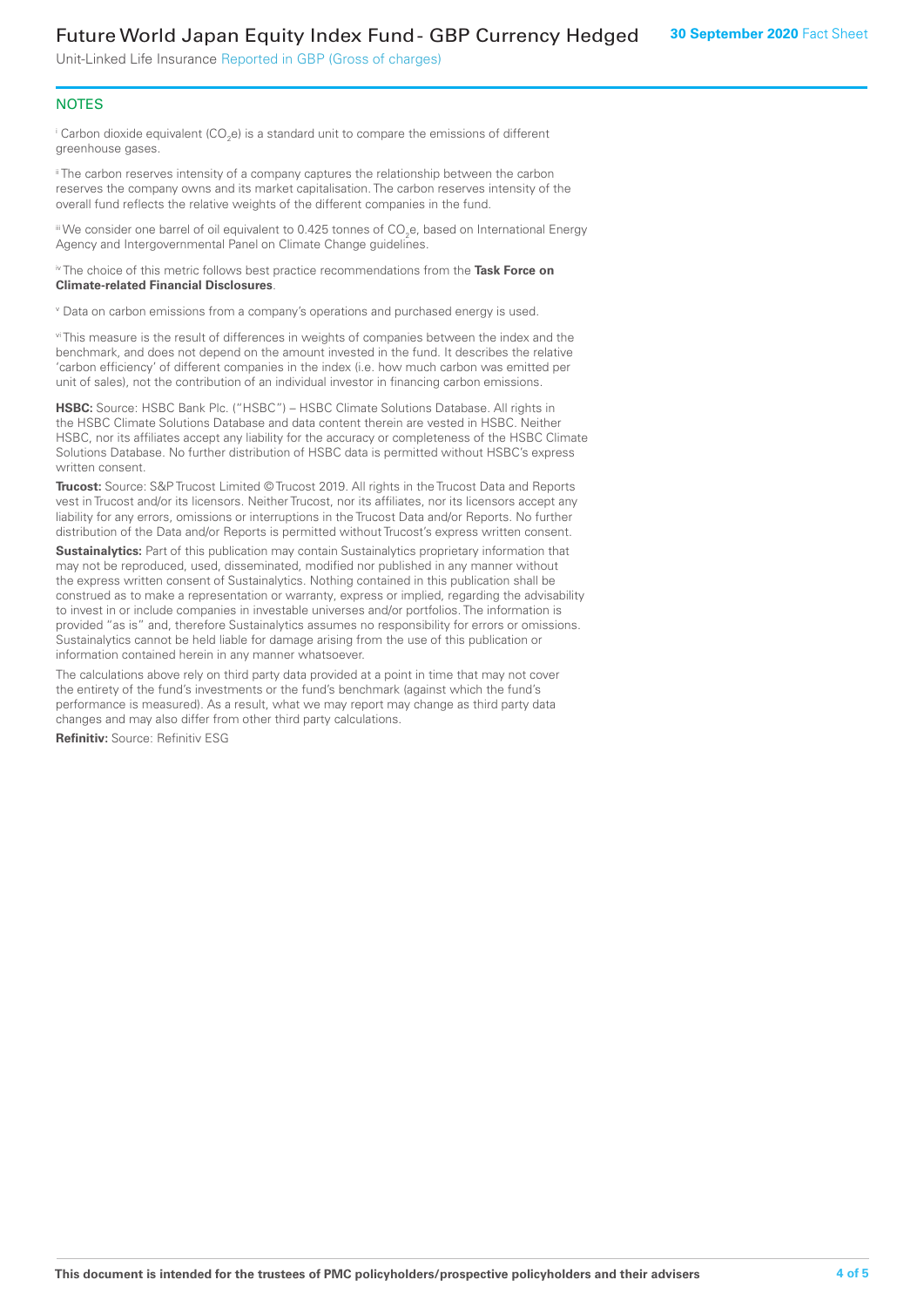## NOTES

[i] Carbon dioxide equivalent ($CO_2e$) is a standard unit to compare the emissions of different greenhouse gases.

[ii] The carbon reserves intensity of a company captures the relationship between the carbon reserves the company owns and its market capitalisation. The carbon reserves intensity of the overall fund reflects the relative weights of the different companies in the fund.

[iii] We consider one barrel of oil equivalent to 0.425 tonnes of $CO_2e$, based on International Energy Agency and Intergovernmental Panel on Climate Change guidelines.

[iv] The choice of this metric follows best practice recommendations from the **Task Force on Climate-related Financial Disclosures**.

[v] Data on carbon emissions from a company's operations and purchased energy is used.

[vi] This measure is the result of differences in weights of companies between the index and the benchmark, and does not depend on the amount invested in the fund. It describes the relative 'carbon efficiency' of different companies in the index (i.e. how much carbon was emitted per unit of sales), not the contribution of an individual investor in financing carbon emissions.

**HSBC:** Source: HSBC Bank Plc. ("HSBC") – HSBC Climate Solutions Database. All rights in the HSBC Climate Solutions Database and data content therein are vested in HSBC. Neither HSBC, nor its affiliates accept any liability for the accuracy or completeness of the HSBC Climate Solutions Database. No further distribution of HSBC data is permitted without HSBC's express written consent.

**Trucost:** Source: S&P Trucost Limited © Trucost 2019. All rights in the Trucost Data and Reports vest in Trucost and/or its licensors. Neither Trucost, nor its affiliates, nor its licensors accept any liability for any errors, omissions or interruptions in the Trucost Data and/or Reports. No further distribution of the Data and/or Reports is permitted without Trucost's express written consent.

**Sustainalytics:** Part of this publication may contain Sustainalytics proprietary information that may not be reproduced, used, disseminated, modified nor published in any manner without the express written consent of Sustainalytics. Nothing contained in this publication shall be construed as to make a representation or warranty, express or implied, regarding the advisability to invest in or include companies in investable universes and/or portfolios. The information is provided "as is" and, therefore Sustainalytics assumes no responsibility for errors or omissions. Sustainalytics cannot be held liable for damage arising from the use of this publication or information contained herein in any manner whatsoever.

The calculations above rely on third party data provided at a point in time that may not cover the entirety of the fund's investments or the fund's benchmark (against which the fund's performance is measured). As a result, what we may report may change as third party data changes and may also differ from other third party calculations.

**Refinitiv:** Source: Refinitiv ESG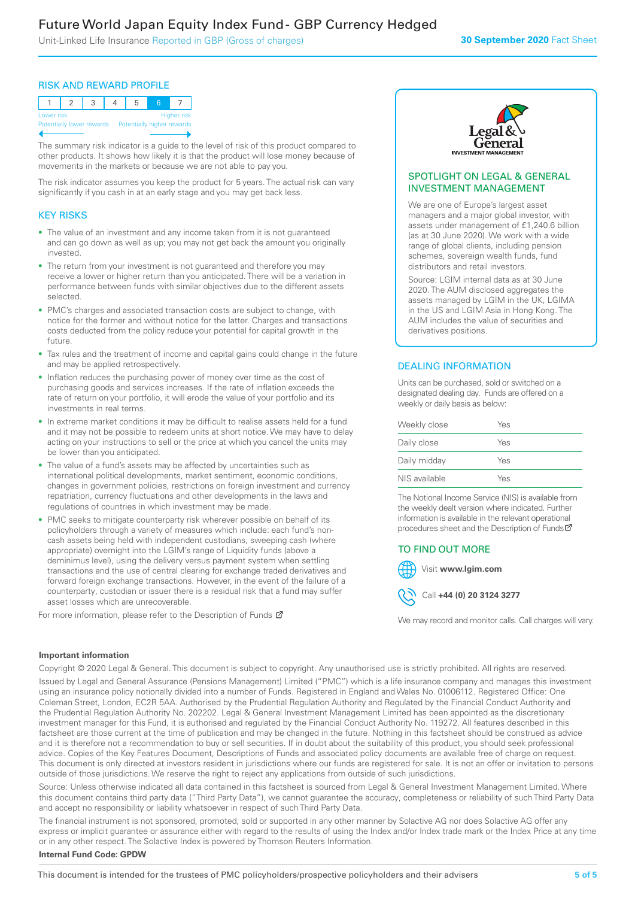# Future World Japan Equity Index Fund - GBP Currency Hedged

Unit-Linked Life Insurance Reported in GBP (Gross of charges)

**30 September 2020** Fact Sheet

## RISK AND REWARD PROFILE

| 1 | 2 | 3 | 4 | 5 | 6 | 7 |
|---|---|---|---|---|---|---|

Lower risk — Higher risk

Potentially lower rewards — Potentially higher rewards

The summary risk indicator is a guide to the level of risk of this product compared to other products. It shows how likely it is that the product will lose money because of movements in the markets or because we are not able to pay you.

The risk indicator assumes you keep the product for 5 years. The actual risk can vary significantly if you cash in at an early stage and you may get back less.

## KEY RISKS

- The value of an investment and any income taken from it is not guaranteed and can go down as well as up; you may not get back the amount you originally invested.
- The return from your investment is not guaranteed and therefore you may receive a lower or higher return than you anticipated. There will be a variation in performance between funds with similar objectives due to the different assets selected.
- PMC's charges and associated transaction costs are subject to change, with notice for the former and without notice for the latter. Charges and transaction costs deducted from the policy reduce your potential for capital growth in the future.
- Tax rules and the treatment of income and capital gains could change in the future and may be applied retrospectively.
- Inflation reduces the purchasing power of money over time as the cost of purchasing goods and services increases. If the rate of inflation exceeds the rate of return on your portfolio, it will erode the value of your portfolio and its investments in real terms.
- In extreme market conditions it may be difficult to realise assets held for a fund and it may not be possible to redeem units at short notice. We may have to delay acting on your instructions to sell or the price at which you cancel the units may be lower than you anticipated.
- The value of a fund's assets may be affected by uncertainties such as international political developments, market sentiment, economic conditions, changes in government policies, restrictions on foreign investment and currency repatriation, currency fluctuations and other developments in the laws and regulations of countries in which investment may be made.
- PMC seeks to mitigate counterparty risk wherever possible on behalf of its policyholders through a variety of measures which include: each fund's non-cash assets being held with independent custodians, sweeping cash (where appropriate) overnight into the LGIM's range of Liquidity funds (above a deminimus level), using the delivery versus payment system when settling transactions and the use of central clearing for exchange traded derivatives and forward foreign exchange transactions. However, in the event of the failure of a counterparty, custodian or issuer there is a residual risk that a fund may suffer asset losses which are unrecoverable.

For more information, please refer to the Description of Funds

## SPOTLIGHT ON LEGAL & GENERAL INVESTMENT MANAGEMENT

We are one of Europe's largest asset managers and a major global investor, with assets under management of £1,240.6 billion (as at 30 June 2020). We work with a wide range of global clients, including pension schemes, sovereign wealth funds, fund distributors and retail investors.

Source: LGIM internal data as at 30 June 2020. The AUM disclosed aggregates the assets managed by LGIM in the UK, LGIMA in the US and LGIM Asia in Hong Kong. The AUM includes the value of securities and derivatives positions.

## DEALING INFORMATION

Units can be purchased, sold or switched on a designated dealing day. Funds are offered on a weekly or daily basis as below:

| | |
|---|---|
| Weekly close | Yes |
| Daily close | Yes |
| Daily midday | Yes |
| NIS available | Yes |

The Notional Income Service (NIS) is available from the weekly dealt version where indicated. Further information is available in the relevant operational procedures sheet and the Description of Funds

## TO FIND OUT MORE

Visit **www.lgim.com**

Call **+44 (0) 20 3124 3277**

We may record and monitor calls. Call charges will vary.

**Important information**

Copyright © 2020 Legal & General. This document is subject to copyright. Any unauthorised use is strictly prohibited. All rights are reserved.

Issued by Legal and General Assurance (Pensions Management) Limited ("PMC") which is a life insurance company and manages this investment using an insurance policy notionally divided into a number of Funds. Registered in England and Wales No. 01006112. Registered Office: One Coleman Street, London, EC2R 5AA. Authorised by the Prudential Regulation Authority and Regulated by the Financial Conduct Authority and the Prudential Regulation Authority No. 202202. Legal & General Investment Management Limited has been appointed as the discretionary investment manager for this Fund, it is authorised and regulated by the Financial Conduct Authority No. 119272. All features described in this factsheet are those current at the time of publication and may be changed in the future. Nothing in this factsheet should be construed as advice and it is therefore not a recommendation to buy or sell securities. If in doubt about the suitability of this product, you should seek professional advice. Copies of the Key Features Document, Descriptions of Funds and associated policy documents are available free of charge on request. This document is only directed at investors resident in jurisdictions where our funds are registered for sale. It is not an offer or invitation to persons outside of those jurisdictions. We reserve the right to reject any applications from outside of such jurisdictions.

Source: Unless otherwise indicated all data contained in this factsheet is sourced from Legal & General Investment Management Limited. Where this document contains third party data ("Third Party Data"), we cannot guarantee the accuracy, completeness or reliability of such Third Party Data and accept no responsibility or liability whatsoever in respect of such Third Party Data.

The financial instrument is not sponsored, promoted, sold or supported in any other manner by Solactive AG nor does Solactive AG offer any express or implicit guarantee or assurance either with regard to the results of using the Index and/or Index trade mark or the Index Price at any time or in any other respect. The Solactive Index is powered by Thomson Reuters Information.

**Internal Fund Code: GPDW**

This document is intended for the trustees of PMC policyholders/prospective policyholders and their advisers